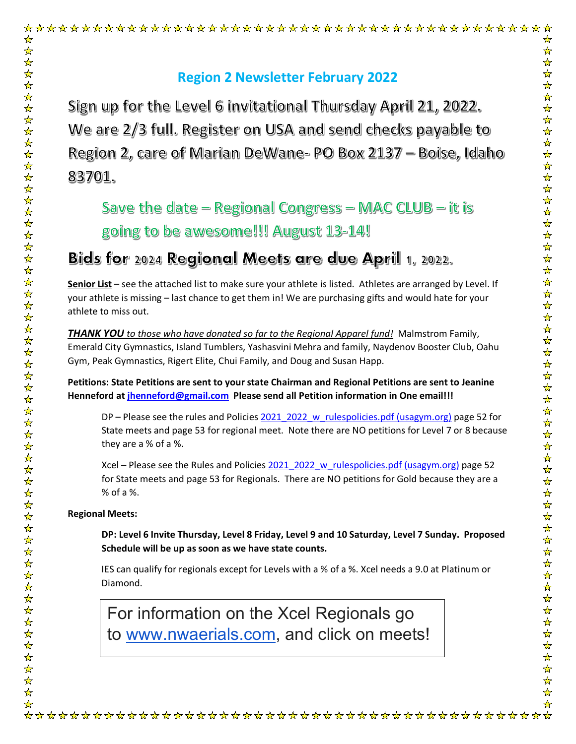# Region 2 Newsletter February 2022

## Sign up for the Level 6 invitational Thursday April 21, 2022. We are 2/3 full. Register on USA and send checks payable to Region 2, care of Marian DeWane- PO Box 2137 – Boise, Idaho 83701.

## Save the date – Regional Congress – MAC CLUB – it is going to be awesome!!! August 13-14!

## Bids for 2024 Regional Meets are due April 1, 2022.

**Senior List** – see the attached list to make sure your athlete is listed. Athletes are arranged by Level. If your athlete is missing – last chance to get them in! We are purchasing gifts and would hate for your athlete to miss out.

***THANK YOU** to those who have donated so far to the Regional Apparel fund!* Malmstrom Family, Emerald City Gymnastics, Island Tumblers, Yashasvini Mehra and family, Naydenov Booster Club, Oahu Gym, Peak Gymnastics, Rigert Elite, Chui Family, and Doug and Susan Happ.

**Petitions: State Petitions are sent to your state Chairman and Regional Petitions are sent to Jeanine Henneford at jhenneford@gmail.com Please send all Petition information in One email!!!**

DP – Please see the rules and Policies 2021_2022_w_rulespolicies.pdf (usagym.org) page 52 for State meets and page 53 for regional meet. Note there are NO petitions for Level 7 or 8 because they are a % of a %.

Xcel – Please see the Rules and Policies 2021_2022_w_rulespolicies.pdf (usagym.org) page 52 for State meets and page 53 for Regionals. There are NO petitions for Gold because they are a % of a %.

**Regional Meets:**

**DP: Level 6 Invite Thursday, Level 8 Friday, Level 9 and 10 Saturday, Level 7 Sunday. Proposed Schedule will be up as soon as we have state counts.**

IES can qualify for regionals except for Levels with a % of a %. Xcel needs a 9.0 at Platinum or Diamond.

For information on the Xcel Regionals go to www.nwaerials.com, and click on meets!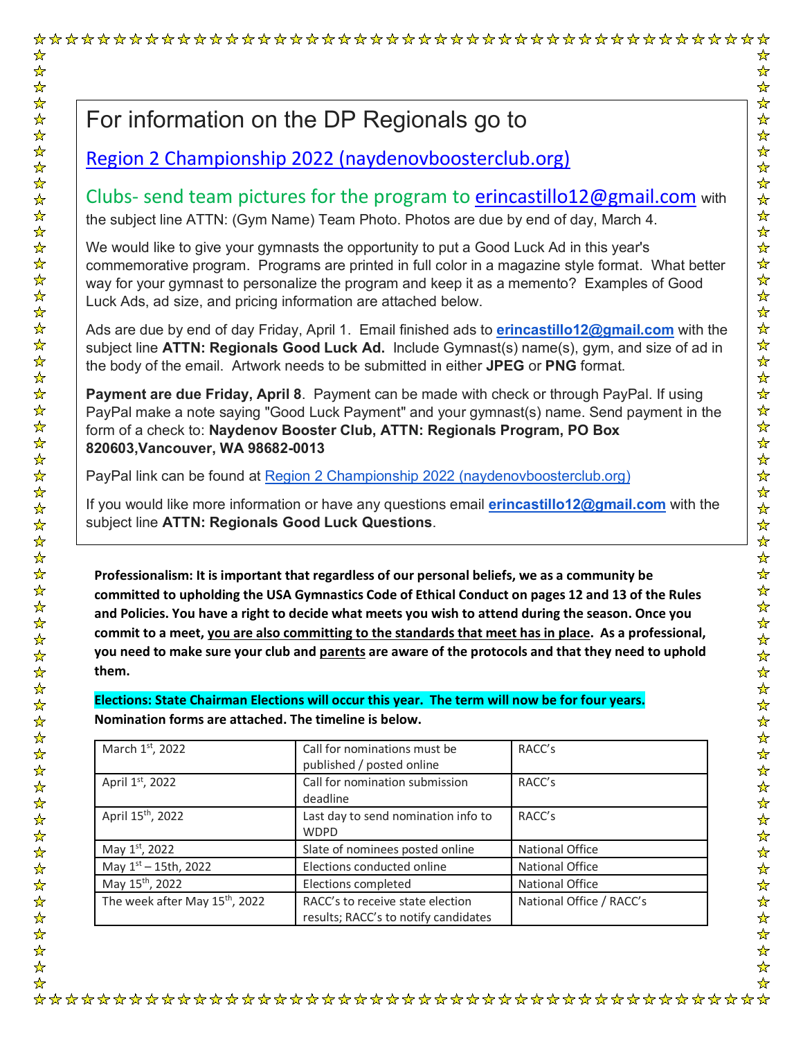For information on the DP Regionals go to

[Region 2 Championship 2022 (naydenovboosterclub.org)]

Clubs- send team pictures for the program to erincastillo12@gmail.com with the subject line ATTN: (Gym Name) Team Photo. Photos are due by end of day, March 4.

We would like to give your gymnasts the opportunity to put a Good Luck Ad in this year's commemorative program. Programs are printed in full color in a magazine style format. What better way for your gymnast to personalize the program and keep it as a memento? Examples of Good Luck Ads, ad size, and pricing information are attached below.

Ads are due by end of day Friday, April 1. Email finished ads to **erincastillo12@gmail.com** with the subject line **ATTN: Regionals Good Luck Ad.** Include Gymnast(s) name(s), gym, and size of ad in the body of the email. Artwork needs to be submitted in either **JPEG** or **PNG** format.

**Payment are due Friday, April 8**. Payment can be made with check or through PayPal. If using PayPal make a note saying "Good Luck Payment" and your gymnast(s) name. Send payment in the form of a check to: **Naydenov Booster Club, ATTN: Regionals Program, PO Box 820603,Vancouver, WA 98682-0013**

PayPal link can be found at [Region 2 Championship 2022 (naydenovboosterclub.org)]

If you would like more information or have any questions email **erincastillo12@gmail.com** with the subject line **ATTN: Regionals Good Luck Questions**.

**Professionalism: It is important that regardless of our personal beliefs, we as a community be committed to upholding the USA Gymnastics Code of Ethical Conduct on pages 12 and 13 of the Rules and Policies. You have a right to decide what meets you wish to attend during the season. Once you commit to a meet, you are also committing to the standards that meet has in place. As a professional, you need to make sure your club and parents are aware of the protocols and that they need to uphold them.**

**Elections: State Chairman Elections will occur this year. The term will now be for four years. Nomination forms are attached. The timeline is below.**

| | | |
|---|---|---|
| March 1st, 2022 | Call for nominations must be published / posted online | RACC's |
| April 1st, 2022 | Call for nomination submission deadline | RACC's |
| April 15th, 2022 | Last day to send nomination info to WDPD | RACC's |
| May 1st, 2022 | Slate of nominees posted online | National Office |
| May 1st – 15th, 2022 | Elections conducted online | National Office |
| May 15th, 2022 | Elections completed | National Office |
| The week after May 15th, 2022 | RACC's to receive state election results; RACC's to notify candidates | National Office / RACC's |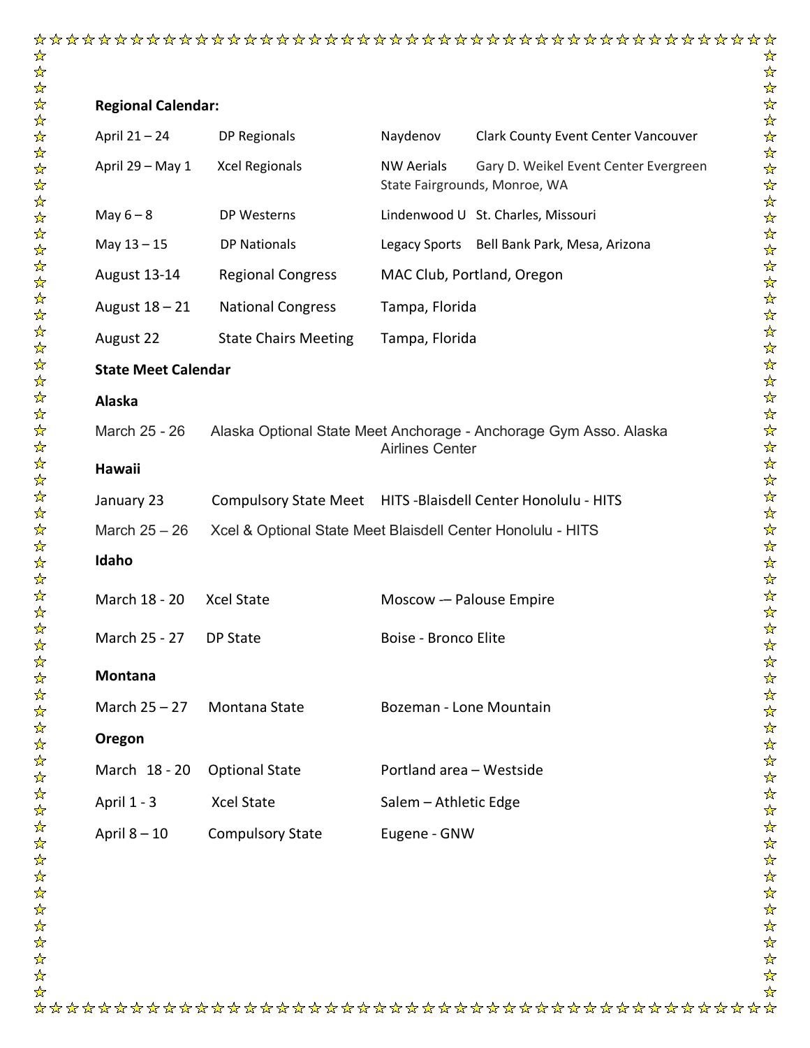**Regional Calendar:**

| | | | |
|---|---|---|---|
| April 21 – 24 | DP Regionals | Naydenov | Clark County Event Center Vancouver |
| April 29 – May 1 | Xcel Regionals | NW Aerials | Gary D. Weikel Event Center Evergreen State Fairgrounds, Monroe, WA |
| May 6 – 8 | DP Westerns | Lindenwood U | St. Charles, Missouri |
| May 13 – 15 | DP Nationals | Legacy Sports | Bell Bank Park, Mesa, Arizona |
| August 13-14 | Regional Congress | MAC Club, Portland, Oregon | |
| August 18 – 21 | National Congress | Tampa, Florida | |
| August 22 | State Chairs Meeting | Tampa, Florida | |

**State Meet Calendar**

**Alaska**

March 25 - 26 Alaska Optional State Meet Anchorage - Anchorage Gym Asso. Alaska Airlines Center

**Hawaii**

| | | |
|---|---|---|
| January 23 | Compulsory State Meet | HITS -Blaisdell Center Honolulu - HITS |
| March 25 – 26 | Xcel & Optional State Meet | Blaisdell Center Honolulu - HITS |

**Idaho**

| | | |
|---|---|---|
| March 18 - 20 | Xcel State | Moscow -– Palouse Empire |
| March 25 - 27 | DP State | Boise - Bronco Elite |

**Montana**

| | | |
|---|---|---|
| March 25 – 27 | Montana State | Bozeman - Lone Mountain |

**Oregon**

| | | |
|---|---|---|
| March 18 - 20 | Optional State | Portland area – Westside |
| April 1 - 3 | Xcel State | Salem – Athletic Edge |
| April 8 – 10 | Compulsory State | Eugene - GNW |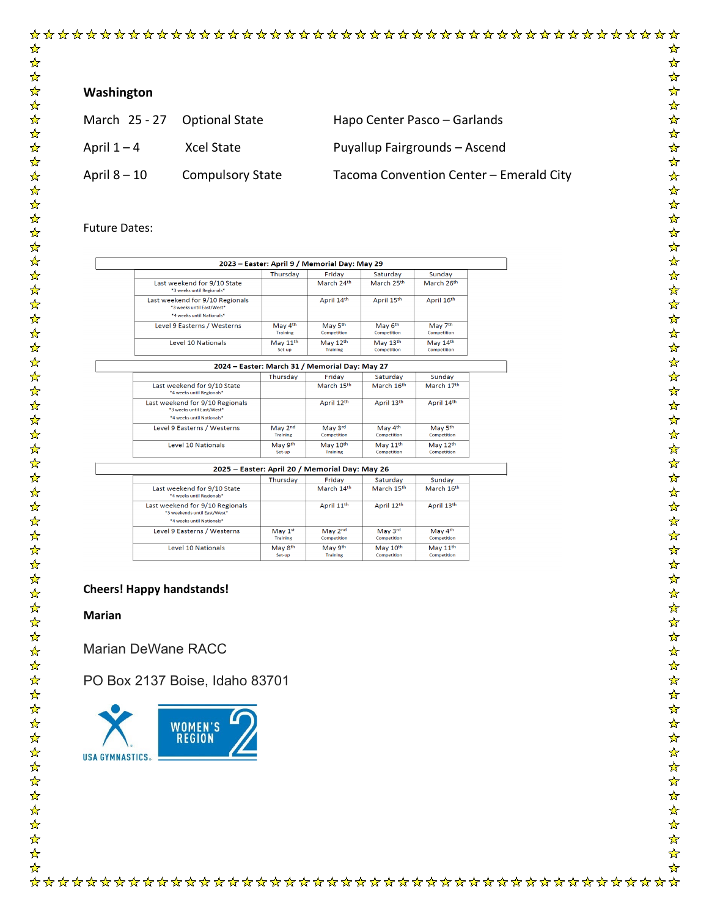**Washington**

| | | |
|---|---|---|
| March 25 - 27 | Optional State | Hapo Center Pasco – Garlands |
| April 1 – 4 | Xcel State | Puyallup Fairgrounds – Ascend |
| April 8 – 10 | Compulsory State | Tacoma Convention Center – Emerald City |

Future Dates:

**2023 – Easter: April 9 / Memorial Day: May 29**

| | Thursday | Friday | Saturday | Sunday |
|---|---|---|---|---|
| Last weekend for 9/10 State *3 weeks until Regionals* | | March 24th | March 25th | March 26th |
| Last weekend for 9/10 Regionals *3 weeks until East/West* *4 weeks until Nationals* | | April 14th | April 15th | April 16th |
| Level 9 Easterns / Westerns | May 4th Training | May 5th Competition | May 6th Competition | May 7th Competition |
| Level 10 Nationals | May 11th Set-up | May 12th Training | May 13th Competition | May 14th Competition |

**2024 – Easter: March 31 / Memorial Day: May 27**

| | Thursday | Friday | Saturday | Sunday |
|---|---|---|---|---|
| Last weekend for 9/10 State *4 weeks until Regionals* | | March 15th | March 16th | March 17th |
| Last weekend for 9/10 Regionals *3 weeks until East/West* *4 weeks until Nationals* | | April 12th | April 13th | April 14th |
| Level 9 Easterns / Westerns | May 2nd Training | May 3rd Competition | May 4th Competition | May 5th Competition |
| Level 10 Nationals | May 9th Set-up | May 10th Training | May 11th Competition | May 12th Competition |

**2025 – Easter: April 20 / Memorial Day: May 26**

| | Thursday | Friday | Saturday | Sunday |
|---|---|---|---|---|
| Last weekend for 9/10 State *4 weeks until Regionals* | | March 14th | March 15th | March 16th |
| Last weekend for 9/10 Regionals *3 weekends until East/West* *4 weeks until Nationals* | | April 11th | April 12th | April 13th |
| Level 9 Easterns / Westerns | May 1st Training | May 2nd Competition | May 3rd Competition | May 4th Competition |
| Level 10 Nationals | May 8th Set-up | May 9th Training | May 10th Competition | May 11th Competition |

**Cheers! Happy handstands!**

**Marian**

Marian DeWane RACC

PO Box 2137 Boise, Idaho 83701

USA GYMNASTICS

WOMEN'S REGION 2